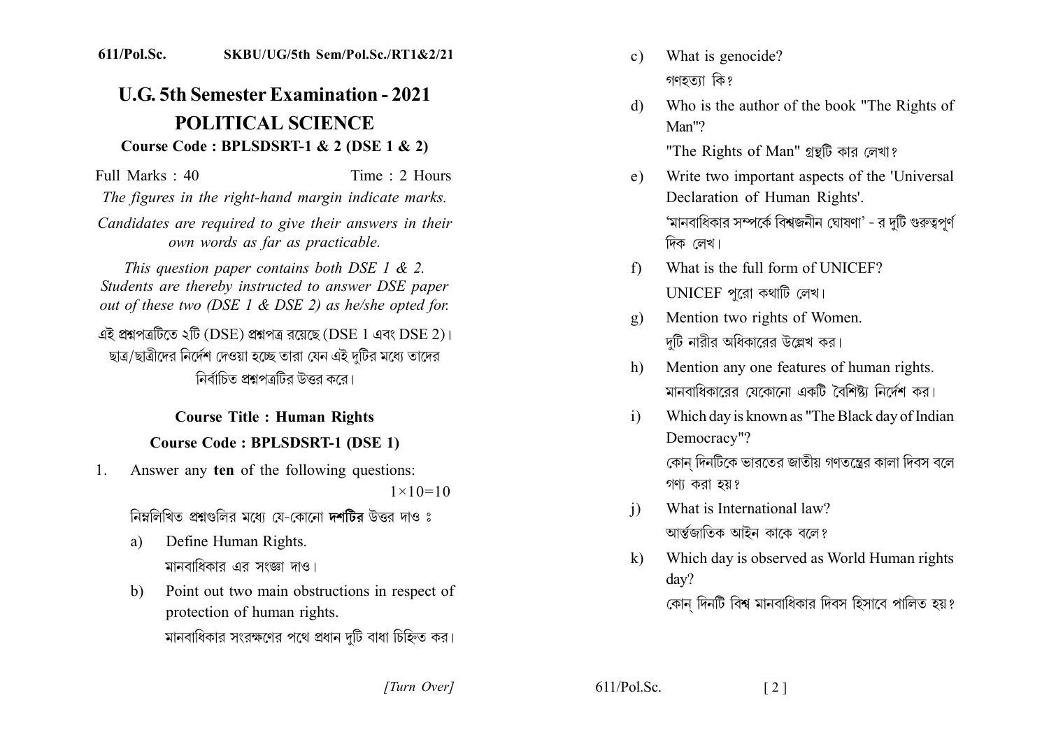611/Pol.Sc. SKBU/UG/5th Sem/Pol.Sc./RT1&2/21

# U.G. 5th Semester Examination - 2021

# POLITICAL SCIENCE

## Course Code : BPLSDSRT-1 & 2 (DSE 1 & 2)

Full Marks : 40 Time : 2 Hours

*The figures in the right-hand margin indicate marks.*

*Candidates are required to give their answers in their own words as far as practicable.*

*This question paper contains both DSE 1 & 2. Students are thereby instructed to answer DSE paper out of these two (DSE 1 & DSE 2) as he/she opted for.*

এই প্রশ্নপত্রটিতে ২টি (DSE) প্রশ্নপত্র রয়েছে (DSE 1 এবং DSE 2)। ছাত্র/ছাত্রীদের নির্দেশ দেওয়া হচ্ছে তারা যেন এই দুটির মধ্যে তাদের নির্বাচিত প্রশ্নপত্রটির উত্তর করে।

### Course Title : Human Rights

### Course Code : BPLSDSRT-1 (DSE 1)

1. Answer any **ten** of the following questions: $1 \times 10 = 10$

   নিম্নলিখিত প্রশ্নগুলির মধ্যে যে-কোনো **দশটির** উত্তর দাও ঃ

   a) Define Human Rights.
   মানবাধিকার এর সংজ্ঞা দাও।

   b) Point out two main obstructions in respect of protection of human rights.
   মানবাধিকার সংরক্ষণের পথে প্রধান দুটি বাধা চিহ্নিত কর।

   c) What is genocide?
   গণহত্যা কি?

   d) Who is the author of the book "The Rights of Man"?
   "The Rights of Man" গ্রন্থটি কার লেখা?

   e) Write two important aspects of the 'Universal Declaration of Human Rights'.
   'মানবাধিকার সম্পর্কে বিশ্বজনীন ঘোষণা' - র দুটি গুরুত্বপূর্ণ দিক লেখ।

   f) What is the full form of UNICEF?
   UNICEF পুরো কথাটি লেখ।

   g) Mention two rights of Women.
   দুটি নারীর অধিকারের উল্লেখ কর।

   h) Mention any one features of human rights.
   মানবাধিকারের যেকোনো একটি বৈশিষ্ট্য নির্দেশ কর।

   i) Which day is known as "The Black day of Indian Democracy"?
   কোন্ দিনটিকে ভারতের জাতীয় গণতন্ত্রের কালা দিবস বলে গণ্য হয়?

   j) What is International law?
   আর্ন্তজাতিক আইন কাকে বলে?

   k) Which day is observed as World Human rights day?
   কোন্ দিনটি বিশ্ব মানবাধিকার দিবস হিসাবে পালিত হয়?

[Turn Over]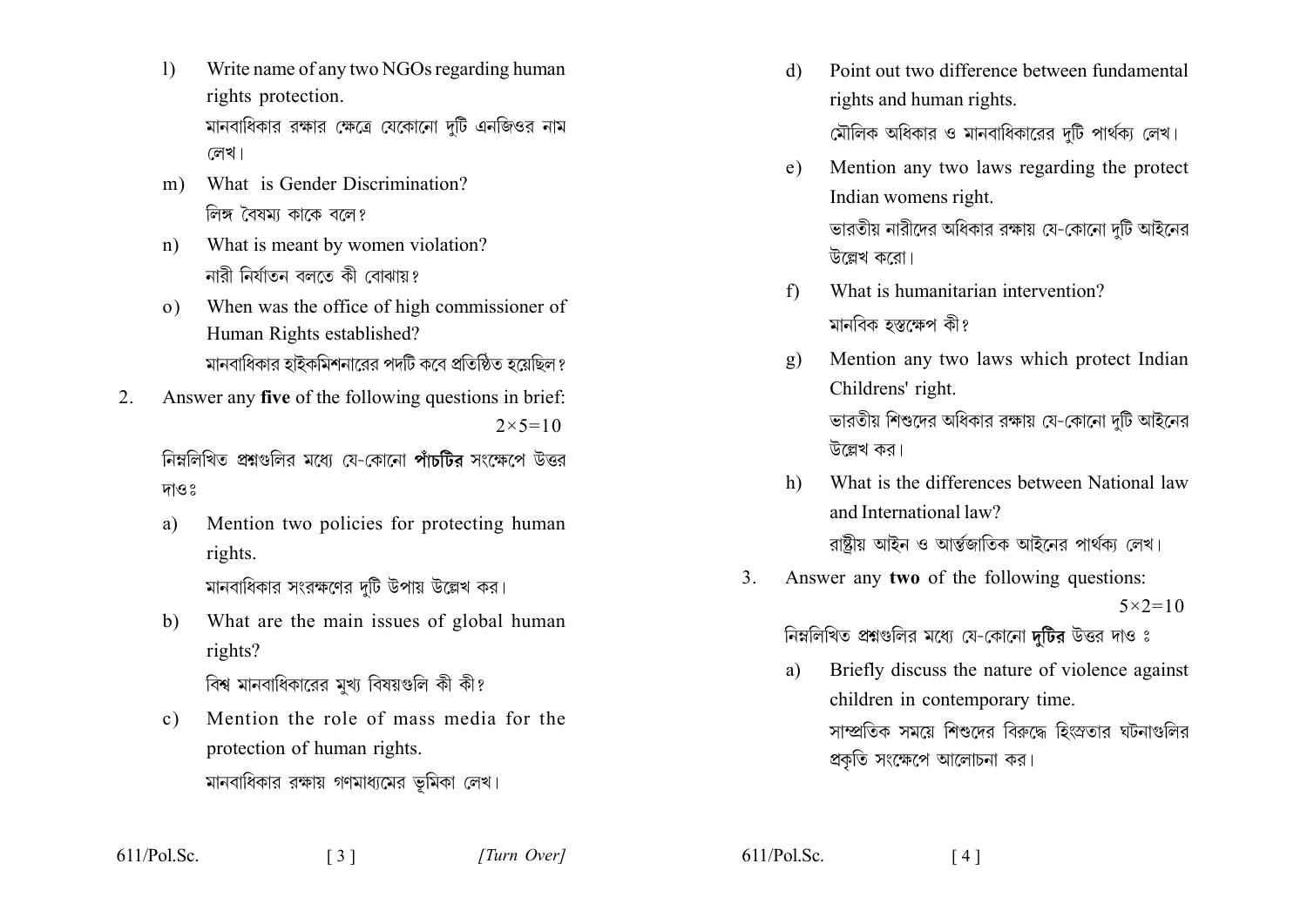l) Write name of any two NGOs regarding human rights protection.

মানবাধিকার রক্ষার ক্ষেত্রে যেকোনো দুটি এনজিওর নাম লেখ।

m) What is Gender Discrimination?

লিঙ্গ বৈষম্য কাকে বলে?

n) What is meant by women violation?

নারী নির্যাতন বলতে কী বোঝায়?

o) When was the office of high commissioner of Human Rights established?

মানবাধিকার হাইকমিশনারের পদটি কবে প্রতিষ্ঠিত হয়েছিল?

2. Answer any **five** of the following questions in brief: $2\times5=10$

নিম্নলিখিত প্রশ্নগুলির মধ্যে যে-কোনো **পাঁচটির** সংক্ষেপে উত্তর দাওঃ

a) Mention two policies for protecting human rights.

মানবাধিকার সংরক্ষণের দুটি উপায় উল্লেখ কর।

b) What are the main issues of global human rights?

বিশ্ব মানবাধিকারের মুখ্য বিষয়গুলি কী কী?

c) Mention the role of mass media for the protection of human rights.

মানবাধিকার রক্ষায় গণমাধ্যমের ভূমিকা লেখ।

d) Point out two difference between fundamental rights and human rights.

মৌলিক অধিকার ও মানবাধিকারের দুটি পার্থক্য লেখ।

e) Mention any two laws regarding the protect Indian womens right.

ভারতীয় নারীদের অধিকার রক্ষায় যে-কোনো দুটি আইনের উল্লেখ করো।

f) What is humanitarian intervention?

মানবিক হস্তক্ষেপ কী?

g) Mention any two laws which protect Indian Childrens' right.

ভারতীয় শিশুদের অধিকার রক্ষায় যে-কোনো দুটি আইনের উল্লেখ কর।

h) What is the differences between National law and International law?

রাষ্ট্রীয় আইন ও আন্তর্জাতিক আইনের পার্থক্য লেখ।

3. Answer any **two** of the following questions: $5\times2=10$

নিম্নলিখিত প্রশ্নগুলির মধ্যে যে-কোনো **দুটির** উত্তর দাও ঃ

a) Briefly discuss the nature of violence against children in contemporary time.

সাম্প্রতিক সময়ে শিশুদের বিরুদ্ধে হিংস্রতার ঘটনাগুলির প্রকৃতি সংক্ষেপে আলোচনা কর।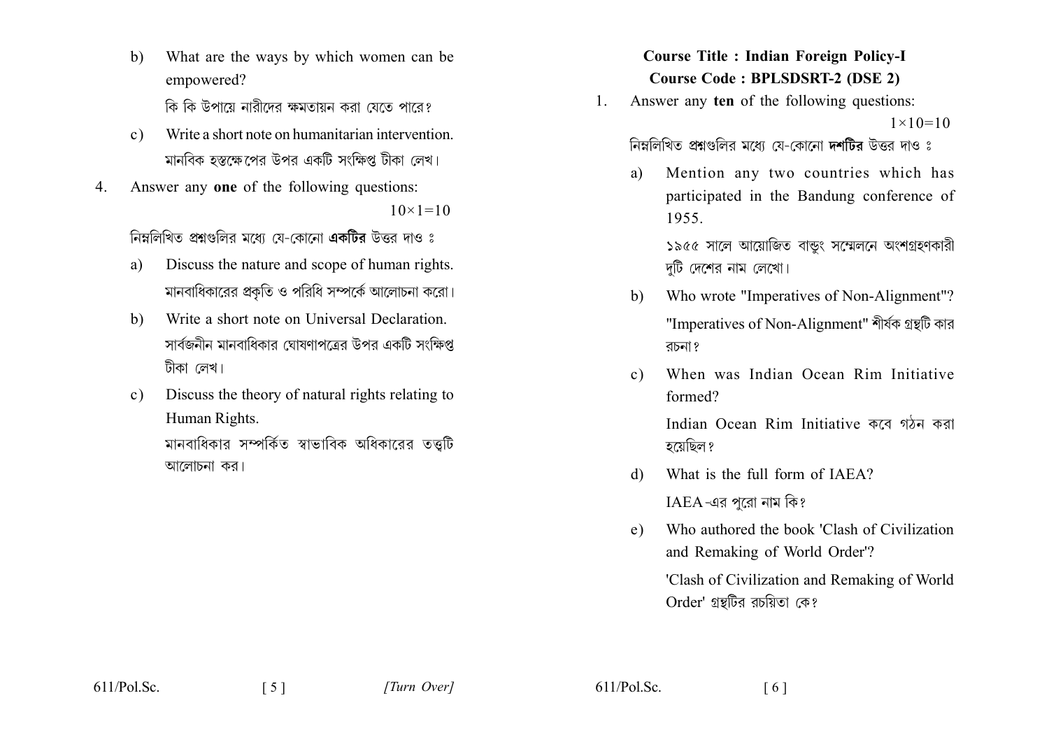b) What are the ways by which women can be empowered?

কি কি উপায়ে নারীদের ক্ষমতায়ন করা যেতে পারে?

c) Write a short note on humanitarian intervention.

মানবিক হস্তক্ষেপের উপর একটি সংক্ষিপ্ত টীকা লেখ।

4. Answer any **one** of the following questions: $10\times1=10$

নিম্নলিখিত প্রশ্নগুলির মধ্যে যে-কোনো **একটির** উত্তর দাও :

a) Discuss the nature and scope of human rights.

মানবাধিকারের প্রকৃতি ও পরিধি সম্পর্কে আলোচনা করো।

b) Write a short note on Universal Declaration.

সার্বজনীন মানবাধিকার ঘোষণাপত্রের উপর একটি সংক্ষিপ্ত টীকা লেখ।

c) Discuss the theory of natural rights relating to Human Rights.

মানবাধিকার সম্পর্কিত স্বাভাবিক অধিকারের তত্ত্বটি আলোচনা কর।

**Course Title : Indian Foreign Policy-I**
**Course Code : BPLSDSRT-2 (DSE 2)**

1. Answer any **ten** of the following questions: $1\times10=10$

নিম্নলিখিত প্রশ্নগুলির মধ্যে যে-কোনো **দশটির** উত্তর দাও :

a) Mention any two countries which has participated in the Bandung conference of 1955.

১৯৫৫ সালে আয়োজিত বান্ডুং সম্মেলনে অংশগ্রহণকারী দুটি দেশের নাম লেখো।

b) Who wrote "Imperatives of Non-Alignment"?

"Imperatives of Non-Alignment" শীর্ষক গ্রন্থটি কার রচনা?

c) When was Indian Ocean Rim Initiative formed?

Indian Ocean Rim Initiative কবে গঠন করা হয়েছিল?

d) What is the full form of IAEA?

IAEA-এর পুরো নাম কি?

e) Who authored the book 'Clash of Civilization and Remaking of World Order'?

'Clash of Civilization and Remaking of World Order' গ্রন্থটির রচয়িতা কে?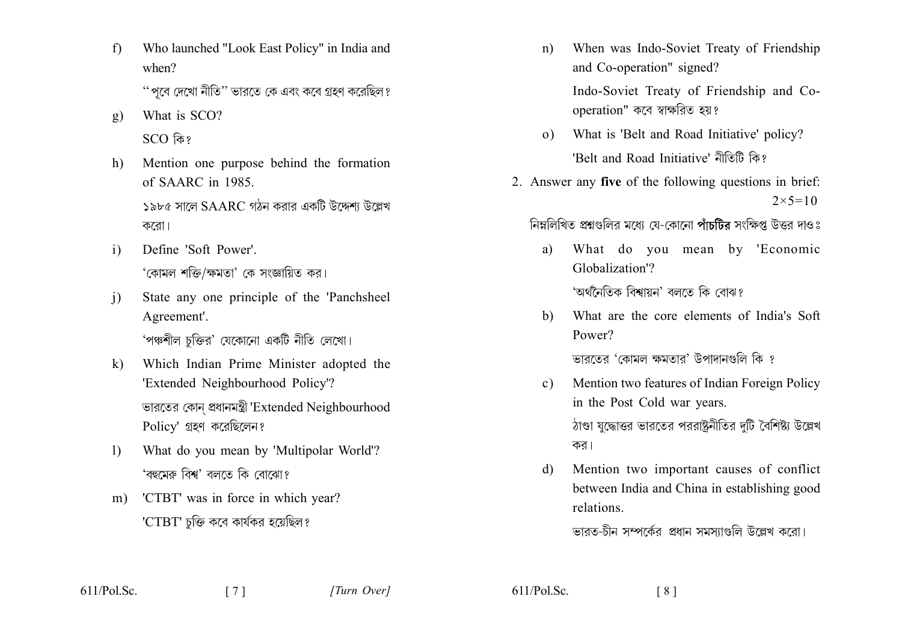f) Who launched "Look East Policy" in India and when?

"পূবে দেখো নীতি" ভারতে কে এবং কবে গ্রহণ করেছিল?

g) What is SCO?

SCO কি?

h) Mention one purpose behind the formation of SAARC in 1985.

১৯৮৫ সালে SAARC গঠন করার একটি উদ্দেশ্য উল্লেখ করো।

i) Define 'Soft Power'.

'কোমল শক্তি/ক্ষমতা' কে সংজ্ঞায়িত কর।

j) State any one principle of the 'Panchsheel Agreement'.

'পঞ্চশীল চুক্তির' যেকোনো একটি নীতি লেখো।

k) Which Indian Prime Minister adopted the 'Extended Neighbourhood Policy'?

ভারতের কোন্ প্রধানমন্ত্রী 'Extended Neighbourhood Policy' গ্রহণ করেছিলেন?

l) What do you mean by 'Multipolar World'?

'বহুমেরু বিশ্ব' বলতে কি বোঝো?

m) 'CTBT' was in force in which year?

'CTBT' চুক্তি কবে কার্যকর হয়েছিল?

n) When was Indo-Soviet Treaty of Friendship and Co-operation" signed?

Indo-Soviet Treaty of Friendship and Co-operation" কবে স্বাক্ষরিত হয়?

o) What is 'Belt and Road Initiative' policy?

'Belt and Road Initiative' নীতিটি কি?

2. Answer any **five** of the following questions in brief: $2\times5=10$

নিম্নলিখিত প্রশ্নগুলির মধ্যে যে-কোনো **পাঁচটির** সংক্ষিপ্ত উত্তর দাওঃ

a) What do you mean by 'Economic Globalization'?

'অর্থনৈতিক বিশ্বায়ন' বলতে কি বোঝ?

b) What are the core elements of India's Soft Power?

ভারতের 'কোমল ক্ষমতার' উপাদানগুলি কি ?

c) Mention two features of Indian Foreign Policy in the Post Cold war years.

ঠাণ্ডা যুদ্ধোত্তর ভারতের পররাষ্ট্রনীতির দুটি বৈশিষ্ট্য উল্লেখ কর।

d) Mention two important causes of conflict between India and China in establishing good relations.

ভারত-চীন সম্পর্কের প্রধান সমস্যাগুলি উল্লেখ করো।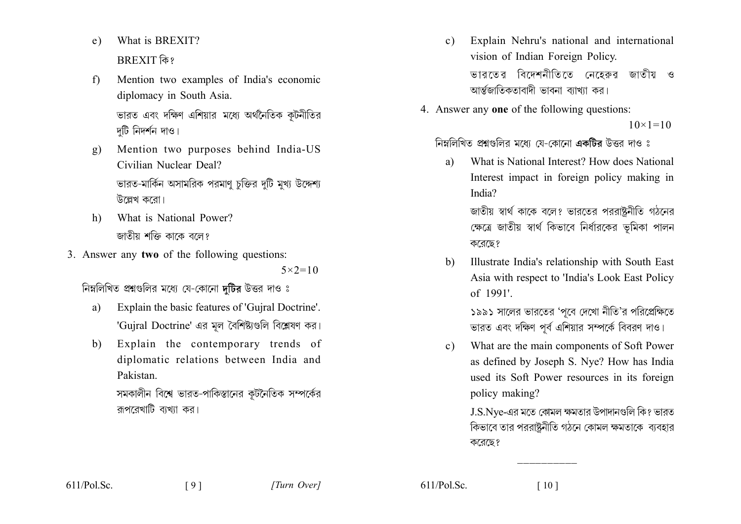e) What is BREXIT?

BREXIT কি?

f) Mention two examples of India's economic diplomacy in South Asia.

ভারত এবং দক্ষিণ এশিয়ার মধ্যে অর্থনৈতিক কূটনীতির দুটি নিদর্শন দাও।

g) Mention two purposes behind India-US Civilian Nuclear Deal?

ভারত-মার্কিন অসামরিক পরমাণু চুক্তির দুটি মুখ্য উদ্দেশ্য উল্লেখ করো।

h) What is National Power?

জাতীয় শক্তি কাকে বলে?

3. Answer any **two** of the following questions: $5 \times 2 = 10$

নিম্নলিখিত প্রশ্নগুলির মধ্যে যে-কোনো **দুটির** উত্তর দাও ঃ

a) Explain the basic features of 'Gujral Doctrine'.

'Gujral Doctrine' এর মূল বৈশিষ্ট্যগুলি বিশ্লেষণ কর।

b) Explain the contemporary trends of diplomatic relations between India and Pakistan.

সমকালীন বিশ্বে ভারত-পাকিস্তানের কূটনৈতিক সম্পর্কের রূপরেখাটি ব্যাখ্যা কর।

c) Explain Nehru's national and international vision of Indian Foreign Policy.

ভারতের বিদেশনীতিতে নেহেরুর জাতীয় ও আর্ন্তজাতিকতাবাদী ভাবনা ব্যাখ্যা কর।

4. Answer any **one** of the following questions: $10 \times 1 = 10$

নিম্নলিখিত প্রশ্নগুলির মধ্যে যে-কোনো **একটির** উত্তর দাও ঃ

a) What is National Interest? How does National Interest impact in foreign policy making in India?

জাতীয় স্বার্থ কাকে বলে? ভারতের পররাষ্ট্রনীতি গঠনের ক্ষেত্রে জাতীয় স্বার্থ কিভাবে নির্ধারকের ভূমিকা পালন করেছে?

b) Illustrate India's relationship with South East Asia with respect to 'India's Look East Policy of 1991'.

১৯৯১ সালের ভারতের 'পূবে দেখো নীতি'র পরিপ্রেক্ষিতে ভারত এবং দক্ষিণ পূর্ব এশিয়ার সম্পর্কে বিবরণ দাও।

c) What are the main components of Soft Power as defined by Joseph S. Nye? How has India used its Soft Power resources in its foreign policy making?

J.S.Nye-এর মতে কোমল ক্ষমতার উপাদানগুলি কি? ভারত কিভাবে তার পররাষ্ট্রনীতি গঠনে কোমল ক্ষমতাকে ব্যবহার করেছে?

———————